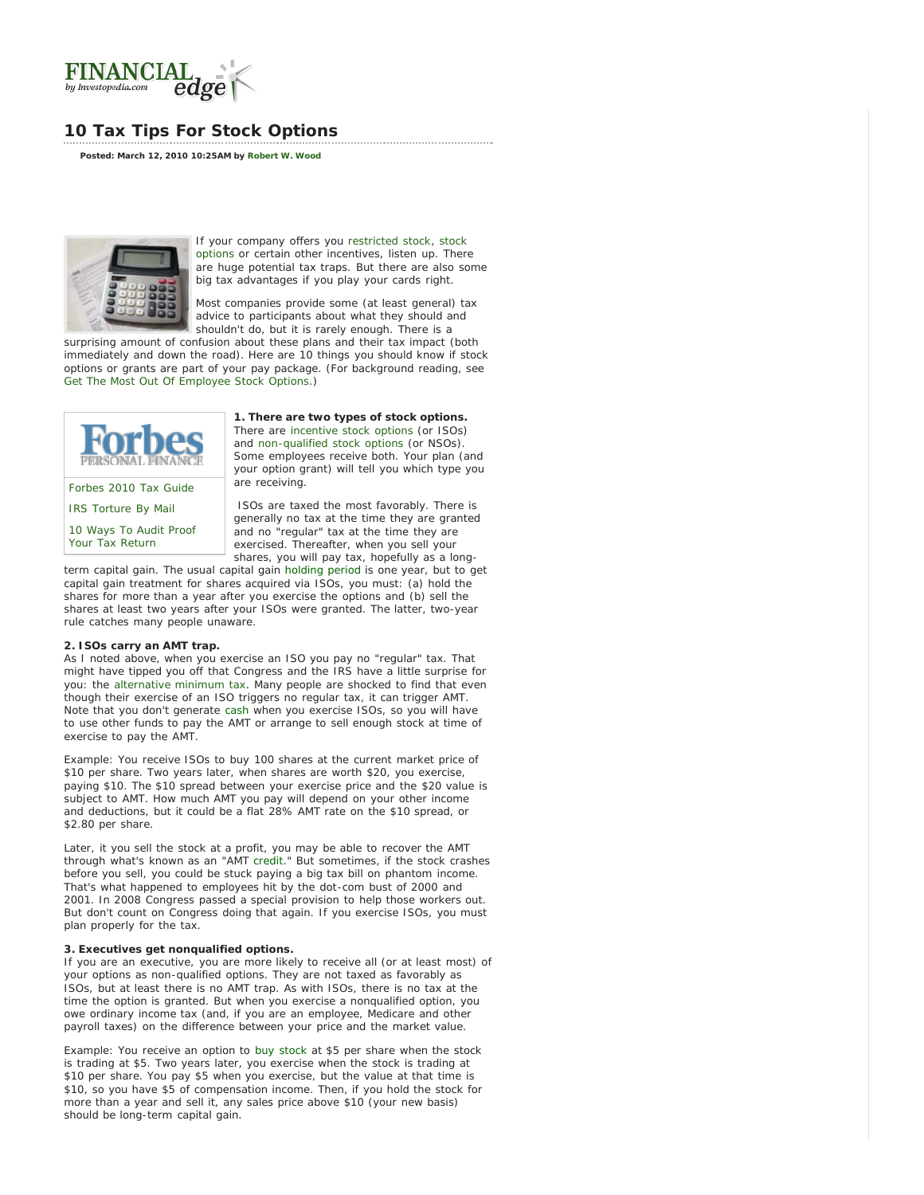# 10 Tax Tips For Stock Options

**Posted: March 12, 2010 10:25AM by Robert W. Wood**

If your company offers you restricted stock, stock options or certain other incentives, listen up. There are huge potential tax traps. But there are also some big tax advantages if you play your cards right.

Most companies provide some (at least general) tax advice to participants about what they should and shouldn't do, but it is rarely enough. There is a surprising amount of confusion about these plans and their tax impact (both immediately and down the road). Here are 10 things you should know if stock options or grants are part of your pay package. (For background reading, see Get The Most Out Of Employee Stock Options.)

Forbes PERSONAL FINANCE

Forbes 2010 Tax Guide

IRS Torture By Mail

10 Ways To Audit Proof Your Tax Return

**1. There are two types of stock options.**
There are incentive stock options (or ISOs) and non-qualified stock options (or NSOs). Some employees receive both. Your plan (and your option grant) will tell you which type you are receiving.

ISOs are taxed the most favorably. There is generally no tax at the time they are granted and no "regular" tax at the time they are exercised. Thereafter, when you sell your shares, you will pay tax, hopefully as a long-term capital gain. The usual capital gain holding period is one year, but to get capital gain treatment for shares acquired via ISOs, you must: (a) hold the shares for more than a year after you exercise the options and (b) sell the shares at least two years after your ISOs were granted. The latter, two-year rule catches many people unaware.

**2. ISOs carry an AMT trap.**
As I noted above, when you exercise an ISO you pay no "regular" tax. That might have tipped you off that Congress and the IRS have a little surprise for you: the alternative minimum tax. Many people are shocked to find that even though their exercise of an ISO triggers no regular tax, it can trigger AMT. Note that you don't generate cash when you exercise ISOs, so you will have to use other funds to pay the AMT or arrange to sell enough stock at time of exercise to pay the AMT.

Example: You receive ISOs to buy 100 shares at the current market price of $10 per share. Two years later, when shares are worth $20, you exercise, paying $10. The $10 spread between your exercise price and the $20 value is subject to AMT. How much AMT you pay will depend on your other income and deductions, but it could be a flat 28% AMT rate on the $10 spread, or $2.80 per share.

Later, it you sell the stock at a profit, you may be able to recover the AMT through what's known as an "AMT credit." But sometimes, if the stock crashes before you sell, you could be stuck paying a big tax bill on phantom income. That's what happened to employees hit by the dot-com bust of 2000 and 2001. In 2008 Congress passed a special provision to help those workers out. But don't count on Congress doing that again. If you exercise ISOs, you must plan properly for the tax.

**3. Executives get nonqualified options.**
If you are an executive, you are more likely to receive all (or at least most) of your options as non-qualified options. They are not taxed as favorably as ISOs, but at least there is no AMT trap. As with ISOs, there is no tax at the time the option is granted. But when you exercise a nonqualified option, you owe ordinary income tax (and, if you are an employee, Medicare and other payroll taxes) on the difference between your price and the market value.

Example: You receive an option to buy stock at $5 per share when the stock is trading at $5. Two years later, you exercise when the stock is trading at $10 per share. You pay $5 when you exercise, but the value at that time is $10, so you have $5 of compensation income. Then, if you hold the stock for more than a year and sell it, any sales price above $10 (your new basis) should be long-term capital gain.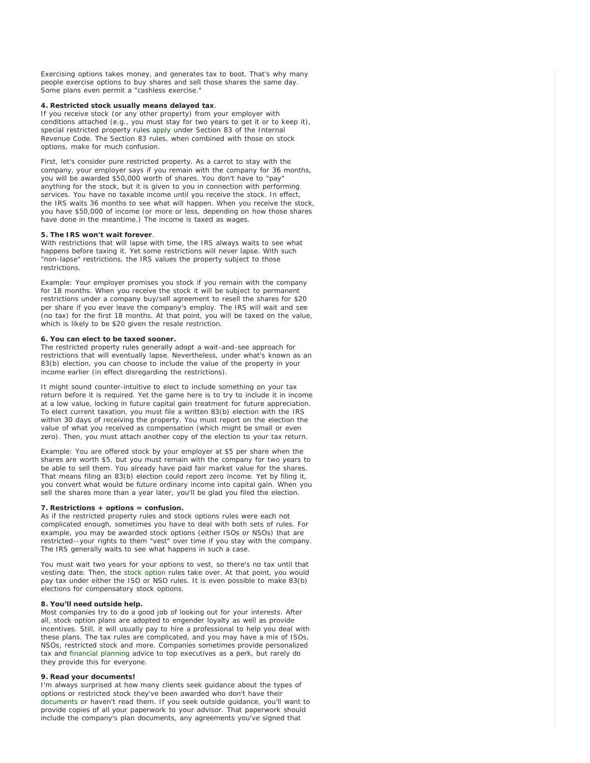Exercising options takes money, and generates tax to boot. That's why many people exercise options to buy shares and sell those shares the same day. Some plans even permit a "cashless exercise."

**4. Restricted stock usually means delayed tax**.
If you receive stock (or any other property) from your employer with conditions attached (e.g., you must stay for two years to get it or to keep it), special restricted property rules apply under Section 83 of the Internal Revenue Code. The Section 83 rules, when combined with those on stock options, make for much confusion.

First, let's consider pure restricted property. As a carrot to stay with the company, your employer says if you remain with the company for 36 months, you will be awarded $50,000 worth of shares. You don't have to "pay" anything for the stock, but it is given to you in connection with performing services. You have no taxable income until you receive the stock. In effect, the IRS waits 36 months to see what will happen. When you receive the stock, you have $50,000 of income (or more or less, depending on how those shares have done in the meantime.) The income is taxed as wages.

**5. The IRS won't wait forever**.
With restrictions that will lapse with time, the IRS always waits to see what happens before taxing it. Yet some restrictions will never lapse. With such "non-lapse" restrictions, the IRS values the property subject to those restrictions.

Example: Your employer promises you stock if you remain with the company for 18 months. When you receive the stock it will be subject to permanent restrictions under a company buy/sell agreement to resell the shares for $20 per share if you ever leave the company's employ. The IRS will wait and see (no tax) for the first 18 months. At that point, you will be taxed on the value, which is likely to be $20 given the resale restriction.

**6. You can elect to be taxed sooner.**
The restricted property rules generally adopt a wait-and-see approach for restrictions that will eventually lapse. Nevertheless, under what's known as an 83(b) election, you can choose to include the value of the property in your income earlier (in effect disregarding the restrictions).

It might sound counter-intuitive to elect to include something on your tax return before it is required. Yet the game here is to try to include it in income at a low value, locking in future capital gain treatment for future appreciation. To elect current taxation, you must file a written 83(b) election with the IRS within 30 days of receiving the property. You must report on the election the value of what you received as compensation (which might be small or even zero). Then, you must attach another copy of the election to your tax return.

Example: You are offered stock by your employer at $5 per share when the shares are worth $5, but you must remain with the company for two years to be able to sell them. You already have paid fair market value for the shares. That means filing an 83(b) election could report zero income. Yet by filing it, you convert what would be future ordinary income into capital gain. When you sell the shares more than a year later, you'll be glad you filed the election.

**7. Restrictions + options = confusion.**
As if the restricted property rules and stock options rules were each not complicated enough, sometimes you have to deal with both sets of rules. For example, you may be awarded stock options (either ISOs or NSOs) that are restricted--your rights to them "vest" over time if you stay with the company. The IRS generally waits to see what happens in such a case.

You must wait two years for your options to vest, so there's no tax until that vesting date. Then, the stock option rules take over. At that point, you would pay tax under either the ISO or NSO rules. It is even possible to make 83(b) elections for compensatory stock options.

**8. You'll need outside help.**
Most companies try to do a good job of looking out for your interests. After all, stock option plans are adopted to engender loyalty as well as provide incentives. Still, it will usually pay to hire a professional to help you deal with these plans. The tax rules are complicated, and you may have a mix of ISOs, NSOs, restricted stock and more. Companies sometimes provide personalized tax and financial planning advice to top executives as a perk, but rarely do they provide this for everyone.

**9. Read your documents!**
I'm always surprised at how many clients seek guidance about the types of options or restricted stock they've been awarded who don't have their documents or haven't read them. If you seek outside guidance, you'll want to provide copies of all your paperwork to your advisor. That paperwork should include the company's plan documents, any agreements you've signed that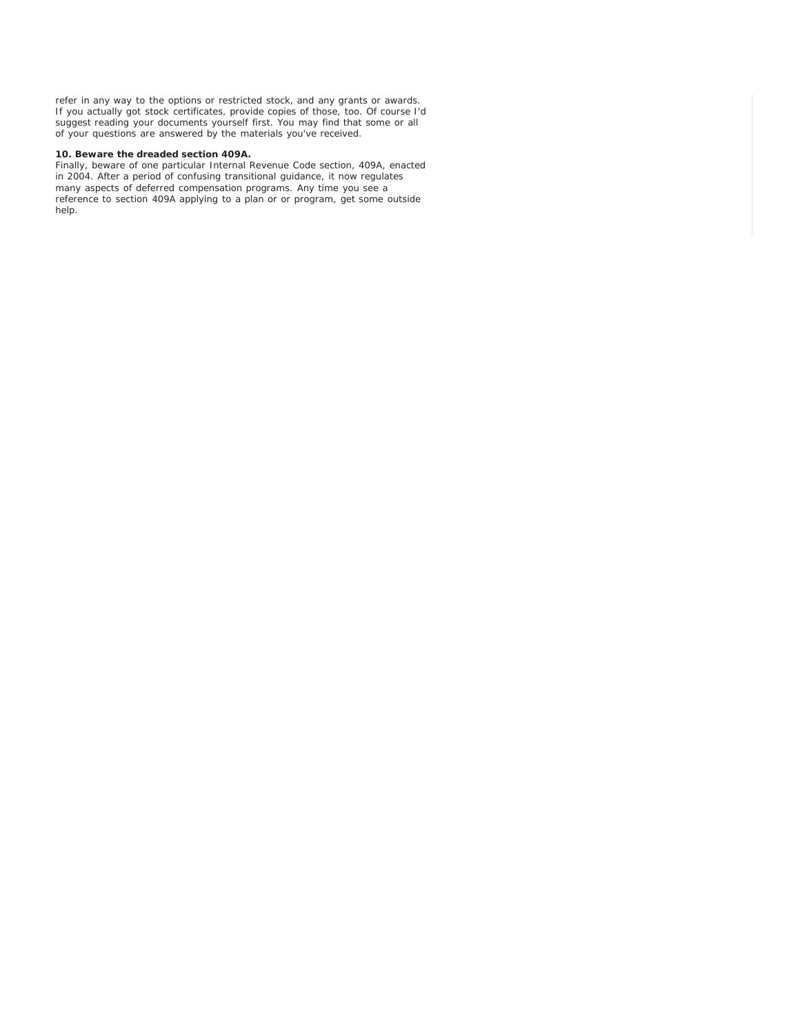refer in any way to the options or restricted stock, and any grants or awards. If you actually got stock certificates, provide copies of those, too. Of course I'd suggest reading your documents yourself first. You may find that some or all of your questions are answered by the materials you've received.

**10. Beware the dreaded section 409A.**

Finally, beware of one particular Internal Revenue Code section, 409A, enacted in 2004. After a period of confusing transitional guidance, it now regulates many aspects of deferred compensation programs. Any time you see a reference to section 409A applying to a plan or or program, get some outside help.